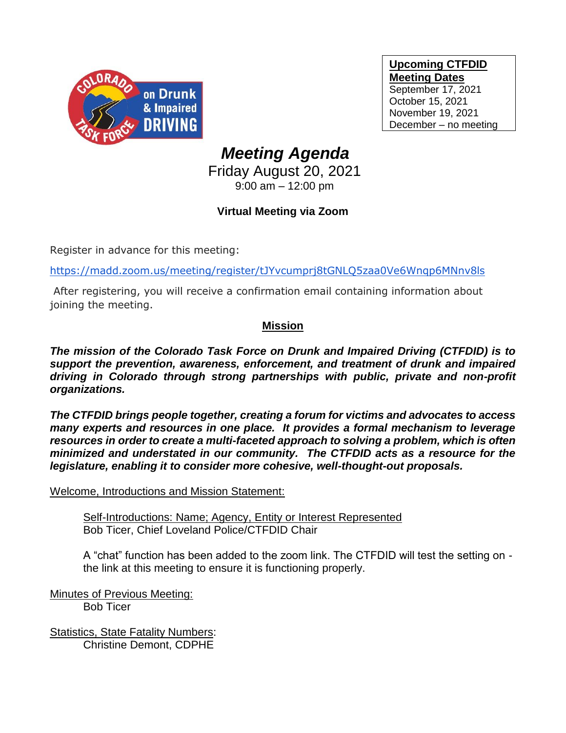**Upcoming CTFDID Meeting Dates**
September 17, 2021
October 15, 2021
November 19, 2021
December – no meeting

# *Meeting Agenda*

Friday August 20, 2021

9:00 am – 12:00 pm

**Virtual Meeting via Zoom**

Register in advance for this meeting:

https://madd.zoom.us/meeting/register/tJYvcumprj8tGNLQ5zaa0Ve6Wnqp6MNnv8ls

After registering, you will receive a confirmation email containing information about joining the meeting.

## Mission

***The mission of the Colorado Task Force on Drunk and Impaired Driving (CTFDID) is to support the prevention, awareness, enforcement, and treatment of drunk and impaired driving in Colorado through strong partnerships with public, private and non-profit organizations.***

***The CTFDID brings people together, creating a forum for victims and advocates to access many experts and resources in one place. It provides a formal mechanism to leverage resources in order to create a multi-faceted approach to solving a problem, which is often minimized and understated in our community. The CTFDID acts as a resource for the legislature, enabling it to consider more cohesive, well-thought-out proposals.***

Welcome, Introductions and Mission Statement:

Self-Introductions: Name; Agency, Entity or Interest Represented
Bob Ticer, Chief Loveland Police/CTFDID Chair

A "chat" function has been added to the zoom link. The CTFDID will test the setting on - the link at this meeting to ensure it is functioning properly.

Minutes of Previous Meeting:
Bob Ticer

Statistics, State Fatality Numbers:
Christine Demont, CDPHE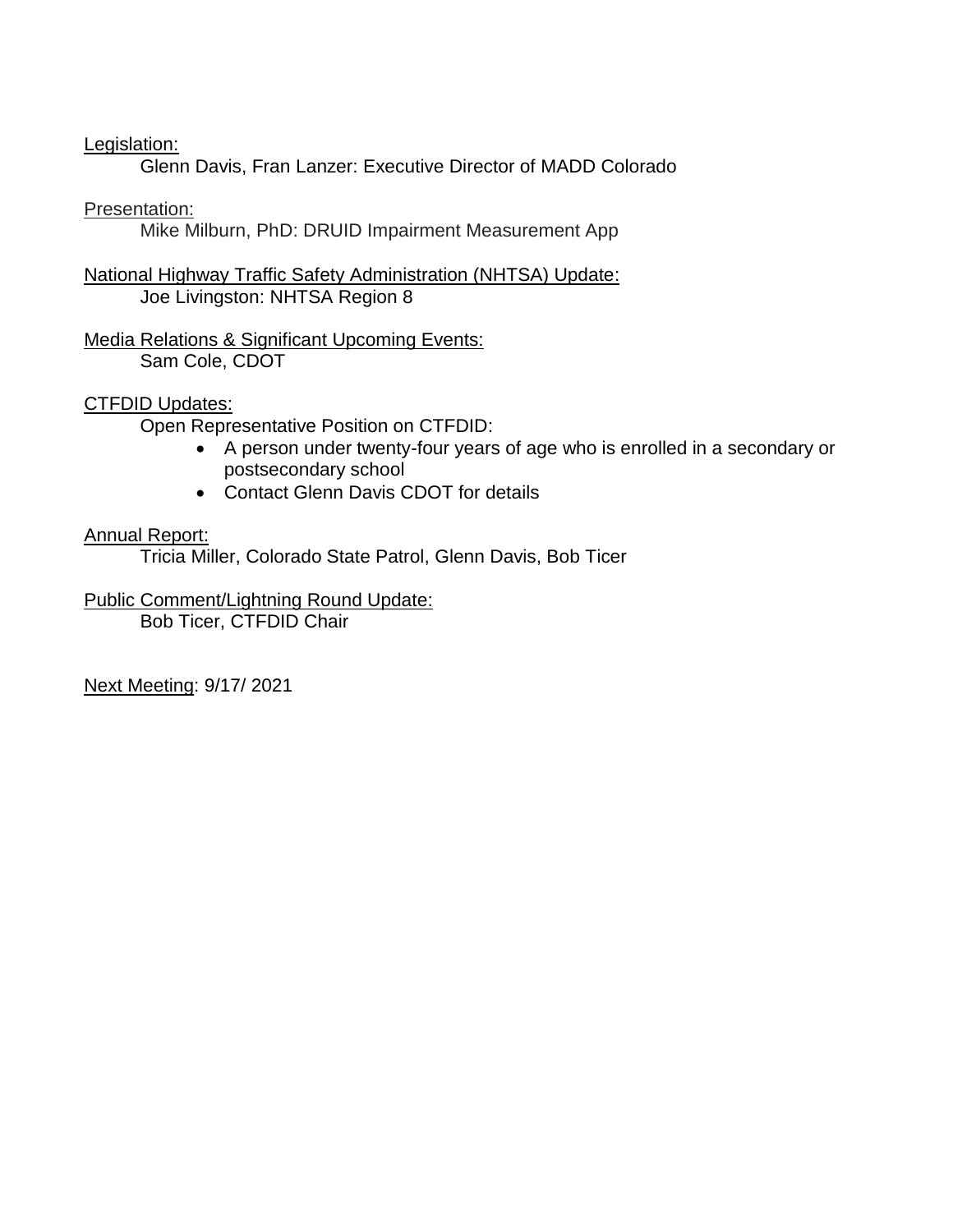Legislation:

Glenn Davis, Fran Lanzer: Executive Director of MADD Colorado

Presentation:

Mike Milburn, PhD: DRUID Impairment Measurement App

National Highway Traffic Safety Administration (NHTSA) Update:

Joe Livingston: NHTSA Region 8

Media Relations & Significant Upcoming Events:

Sam Cole, CDOT

CTFDID Updates:

Open Representative Position on CTFDID:

- A person under twenty-four years of age who is enrolled in a secondary or postsecondary school
- Contact Glenn Davis CDOT for details

Annual Report:

Tricia Miller, Colorado State Patrol, Glenn Davis, Bob Ticer

Public Comment/Lightning Round Update:

Bob Ticer, CTFDID Chair

Next Meeting: 9/17/ 2021